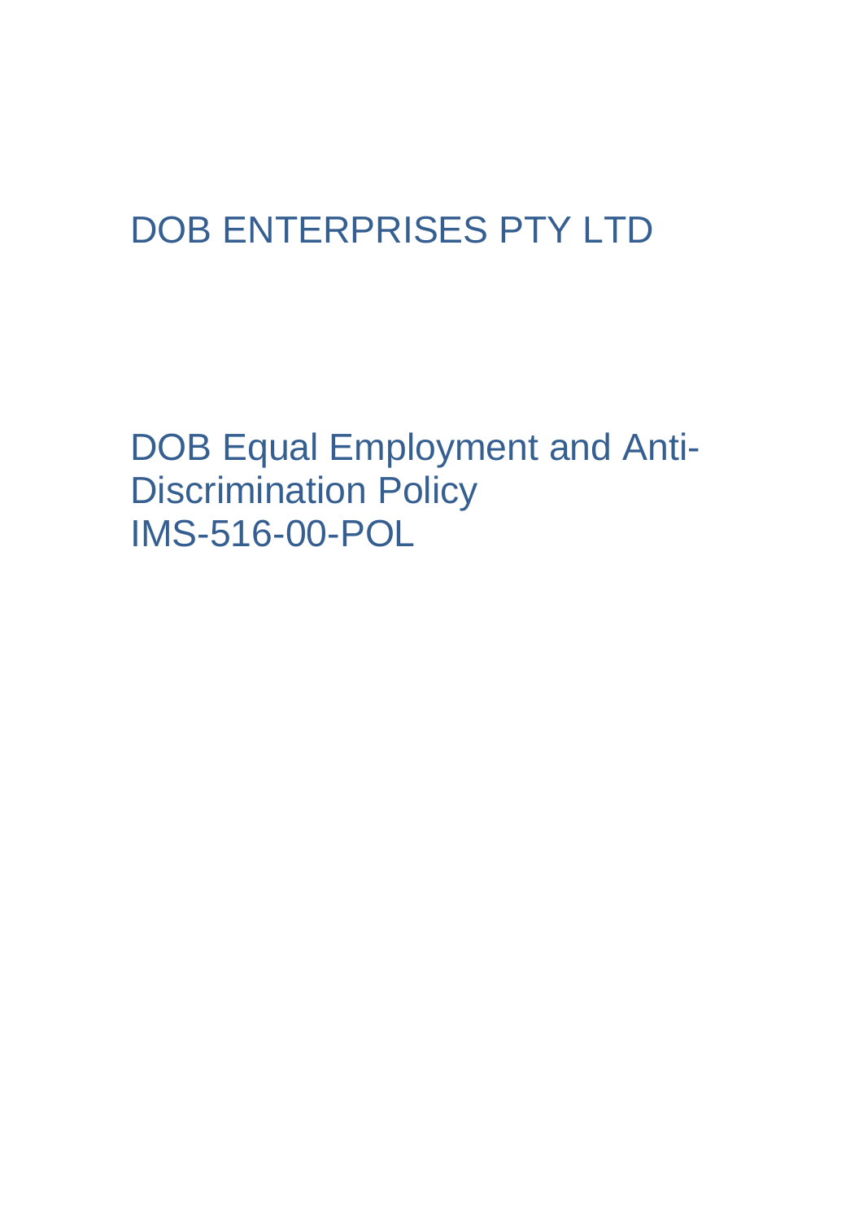# DOB ENTERPRISES PTY LTD

## DOB Equal Employment and Anti-Discrimination Policy
## IMS-516-00-POL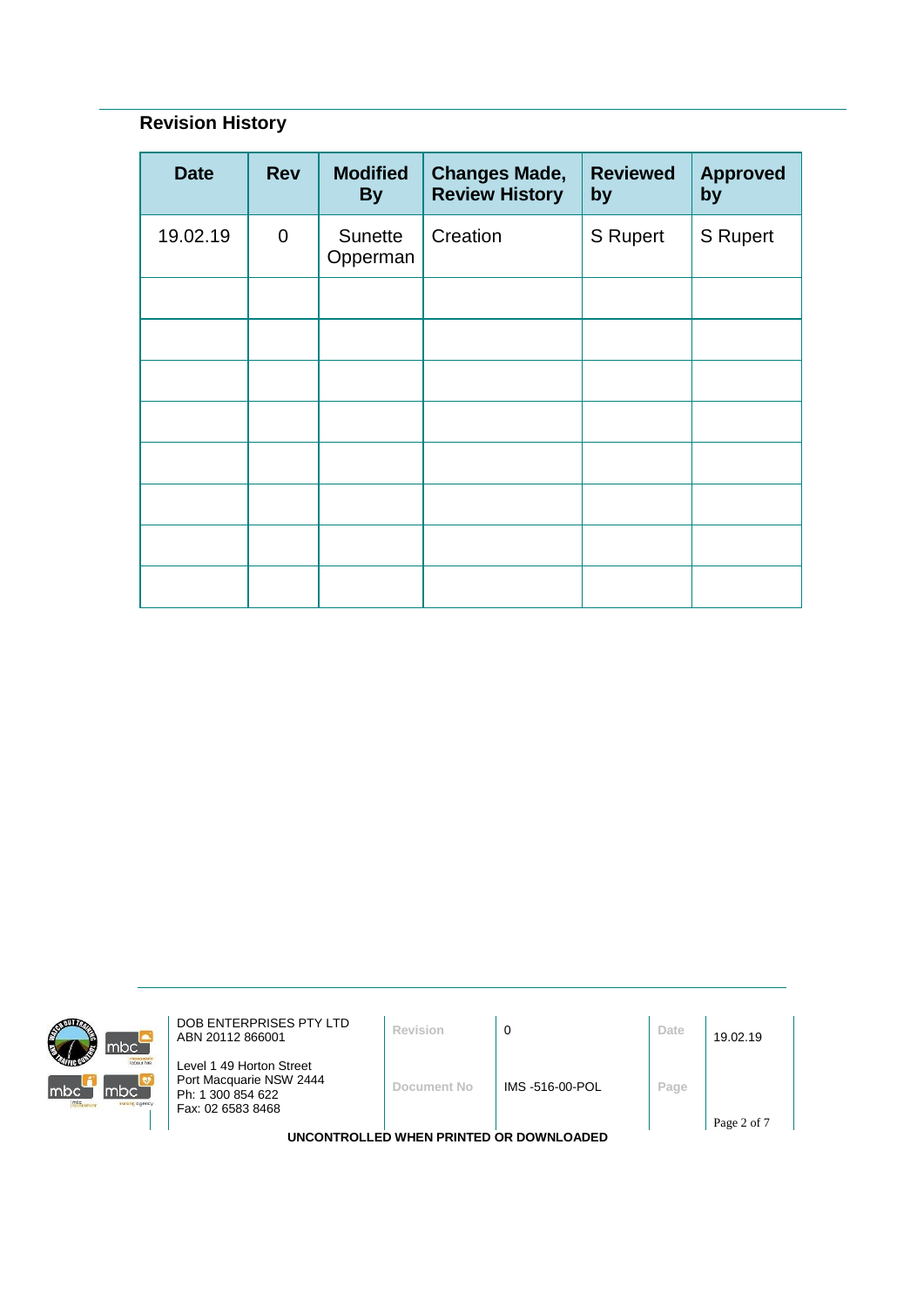## Revision History

| Date | Rev | Modified By | Changes Made, Review History | Reviewed by | Approved by |
|---|---|---|---|---|---|
| 19.02.19 | 0 | Sunette Opperman | Creation | S Rupert | S Rupert |
| | | | | | |
| | | | | | |
| | | | | | |
| | | | | | |
| | | | | | |
| | | | | | |
| | | | | | |
| | | | | | |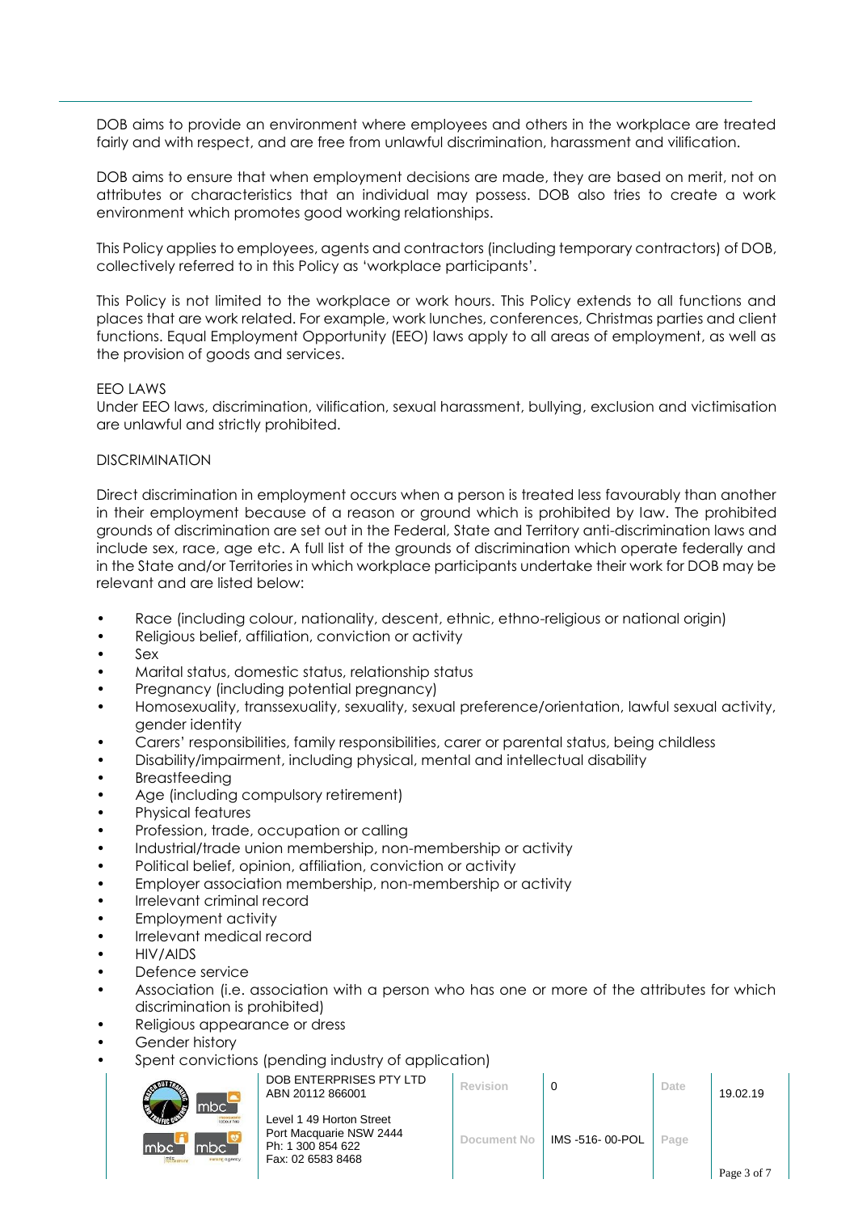DOB aims to provide an environment where employees and others in the workplace are treated fairly and with respect, and are free from unlawful discrimination, harassment and vilification.

DOB aims to ensure that when employment decisions are made, they are based on merit, not on attributes or characteristics that an individual may possess. DOB also tries to create a work environment which promotes good working relationships.

This Policy applies to employees, agents and contractors (including temporary contractors) of DOB, collectively referred to in this Policy as 'workplace participants'.

This Policy is not limited to the workplace or work hours. This Policy extends to all functions and places that are work related. For example, work lunches, conferences, Christmas parties and client functions. Equal Employment Opportunity (EEO) laws apply to all areas of employment, as well as the provision of goods and services.

## EEO LAWS

Under EEO laws, discrimination, vilification, sexual harassment, bullying, exclusion and victimisation are unlawful and strictly prohibited.

## DISCRIMINATION

Direct discrimination in employment occurs when a person is treated less favourably than another in their employment because of a reason or ground which is prohibited by law. The prohibited grounds of discrimination are set out in the Federal, State and Territory anti-discrimination laws and include sex, race, age etc. A full list of the grounds of discrimination which operate federally and in the State and/or Territories in which workplace participants undertake their work for DOB may be relevant and are listed below:

- Race (including colour, nationality, descent, ethnic, ethno-religious or national origin)
- Religious belief, affiliation, conviction or activity
- Sex
- Marital status, domestic status, relationship status
- Pregnancy (including potential pregnancy)
- Homosexuality, transsexuality, sexuality, sexual preference/orientation, lawful sexual activity, gender identity
- Carers' responsibilities, family responsibilities, carer or parental status, being childless
- Disability/impairment, including physical, mental and intellectual disability
- Breastfeeding
- Age (including compulsory retirement)
- Physical features
- Profession, trade, occupation or calling
- Industrial/trade union membership, non-membership or activity
- Political belief, opinion, affiliation, conviction or activity
- Employer association membership, non-membership or activity
- Irrelevant criminal record
- Employment activity
- Irrelevant medical record
- HIV/AIDS
- Defence service
- Association (i.e. association with a person who has one or more of the attributes for which discrimination is prohibited)
- Religious appearance or dress
- Gender history
- Spent convictions (pending industry of application)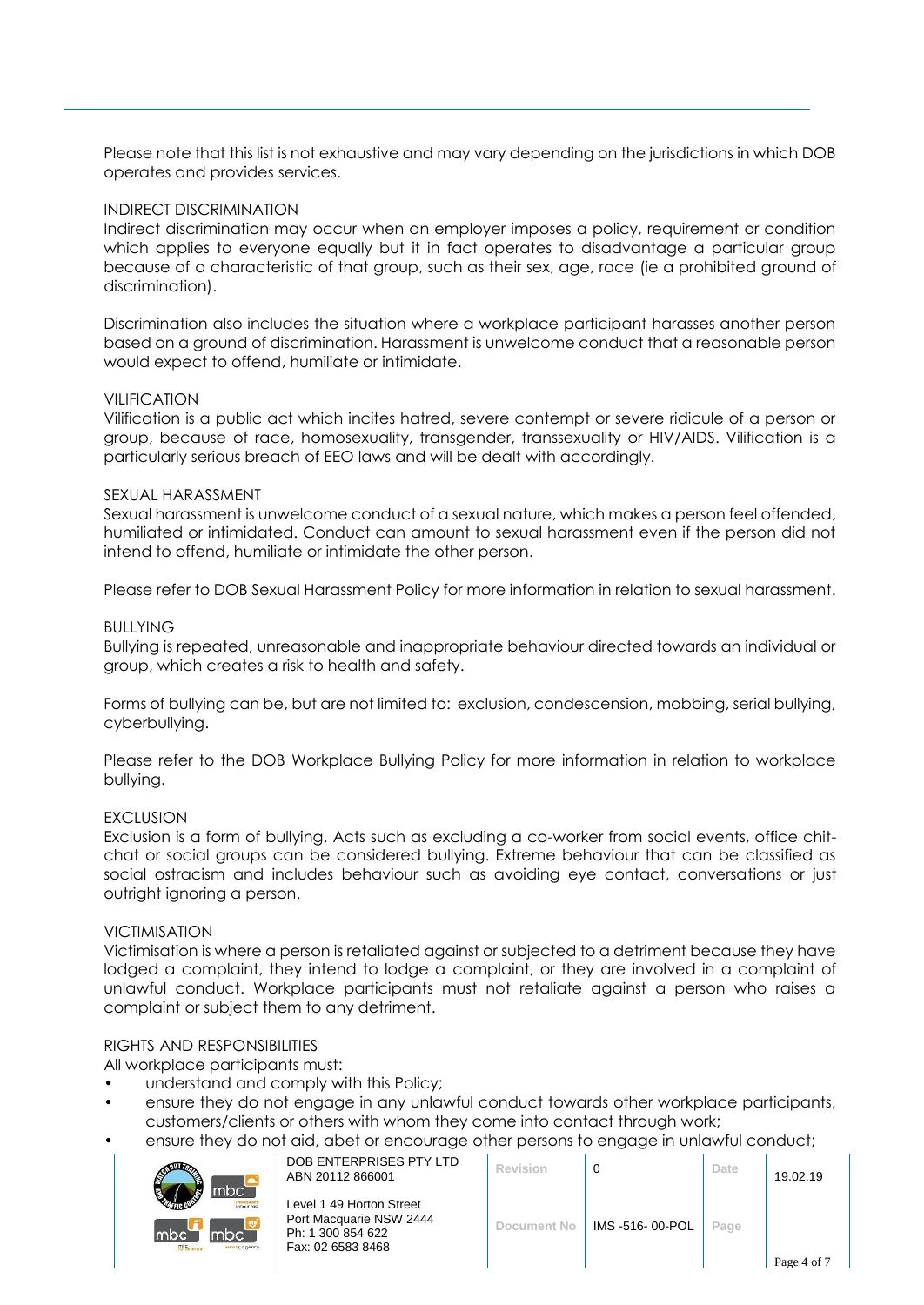Please note that this list is not exhaustive and may vary depending on the jurisdictions in which DOB operates and provides services.

### INDIRECT DISCRIMINATION

Indirect discrimination may occur when an employer imposes a policy, requirement or condition which applies to everyone equally but it in fact operates to disadvantage a particular group because of a characteristic of that group, such as their sex, age, race (ie a prohibited ground of discrimination).

Discrimination also includes the situation where a workplace participant harasses another person based on a ground of discrimination. Harassment is unwelcome conduct that a reasonable person would expect to offend, humiliate or intimidate.

### VILIFICATION

Vilification is a public act which incites hatred, severe contempt or severe ridicule of a person or group, because of race, homosexuality, transgender, transsexuality or HIV/AIDS. Vilification is a particularly serious breach of EEO laws and will be dealt with accordingly.

### SEXUAL HARASSMENT

Sexual harassment is unwelcome conduct of a sexual nature, which makes a person feel offended, humiliated or intimidated. Conduct can amount to sexual harassment even if the person did not intend to offend, humiliate or intimidate the other person.

Please refer to DOB Sexual Harassment Policy for more information in relation to sexual harassment.

### BULLYING

Bullying is repeated, unreasonable and inappropriate behaviour directed towards an individual or group, which creates a risk to health and safety.

Forms of bullying can be, but are not limited to: exclusion, condescension, mobbing, serial bullying, cyberbullying.

Please refer to the DOB Workplace Bullying Policy for more information in relation to workplace bullying.

### EXCLUSION

Exclusion is a form of bullying. Acts such as excluding a co-worker from social events, office chit-chat or social groups can be considered bullying. Extreme behaviour that can be classified as social ostracism and includes behaviour such as avoiding eye contact, conversations or just outright ignoring a person.

### VICTIMISATION

Victimisation is where a person is retaliated against or subjected to a detriment because they have lodged a complaint, they intend to lodge a complaint, or they are involved in a complaint of unlawful conduct. Workplace participants must not retaliate against a person who raises a complaint or subject them to any detriment.

### RIGHTS AND RESPONSIBILITIES

All workplace participants must:

- understand and comply with this Policy;
- ensure they do not engage in any unlawful conduct towards other workplace participants, customers/clients or others with whom they come into contact through work;
- ensure they do not aid, abet or encourage other persons to engage in unlawful conduct;

| DOB ENTERPRISES PTY LTD ABN 20112 866001 | Revision | 0 | Date | 19.02.19 |
|---|---|---|---|---|
| Level 1 49 Horton Street Port Macquarie NSW 2444 Ph: 1 300 854 622 Fax: 02 6583 8468 | Document No | IMS -516- 00-POL | Page | |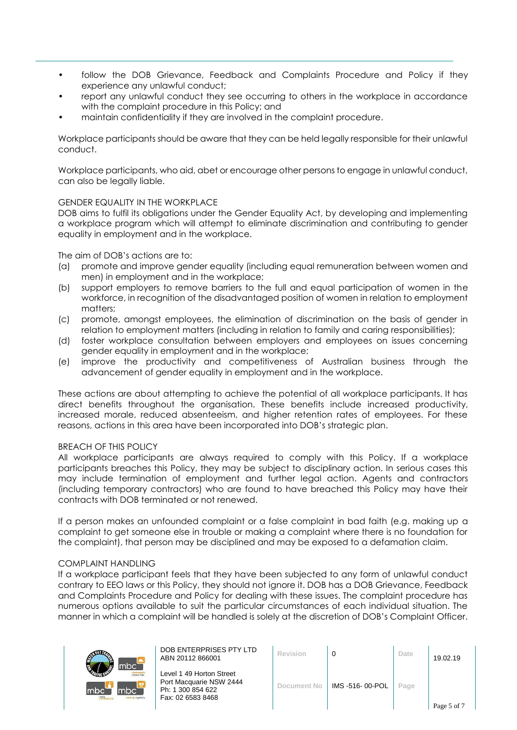- follow the DOB Grievance, Feedback and Complaints Procedure and Policy if they experience any unlawful conduct;
- report any unlawful conduct they see occurring to others in the workplace in accordance with the complaint procedure in this Policy; and
- maintain confidentiality if they are involved in the complaint procedure.

Workplace participants should be aware that they can be held legally responsible for their unlawful conduct.

Workplace participants, who aid, abet or encourage other persons to engage in unlawful conduct, can also be legally liable.

## GENDER EQUALITY IN THE WORKPLACE

DOB aims to fulfil its obligations under the Gender Equality Act, by developing and implementing a workplace program which will attempt to eliminate discrimination and contributing to gender equality in employment and in the workplace.

The aim of DOB's actions are to:

(a) promote and improve gender equality (including equal remuneration between women and men) in employment and in the workplace;

(b) support employers to remove barriers to the full and equal participation of women in the workforce, in recognition of the disadvantaged position of women in relation to employment matters;

(c) promote, amongst employees, the elimination of discrimination on the basis of gender in relation to employment matters (including in relation to family and caring responsibilities);

(d) foster workplace consultation between employers and employees on issues concerning gender equality in employment and in the workplace;

(e) improve the productivity and competitiveness of Australian business through the advancement of gender equality in employment and in the workplace.

These actions are about attempting to achieve the potential of all workplace participants. It has direct benefits throughout the organisation. These benefits include increased productivity, increased morale, reduced absenteeism, and higher retention rates of employees. For these reasons, actions in this area have been incorporated into DOB's strategic plan.

## BREACH OF THIS POLICY

All workplace participants are always required to comply with this Policy. If a workplace participants breaches this Policy, they may be subject to disciplinary action. In serious cases this may include termination of employment and further legal action. Agents and contractors (including temporary contractors) who are found to have breached this Policy may have their contracts with DOB terminated or not renewed.

If a person makes an unfounded complaint or a false complaint in bad faith (e.g. making up a complaint to get someone else in trouble or making a complaint where there is no foundation for the complaint), that person may be disciplined and may be exposed to a defamation claim.

## COMPLAINT HANDLING

If a workplace participant feels that they have been subjected to any form of unlawful conduct contrary to EEO laws or this Policy, they should not ignore it. DOB has a DOB Grievance, Feedback and Complaints Procedure and Policy for dealing with these issues. The complaint procedure has numerous options available to suit the particular circumstances of each individual situation. The manner in which a complaint will be handled is solely at the discretion of DOB's Complaint Officer.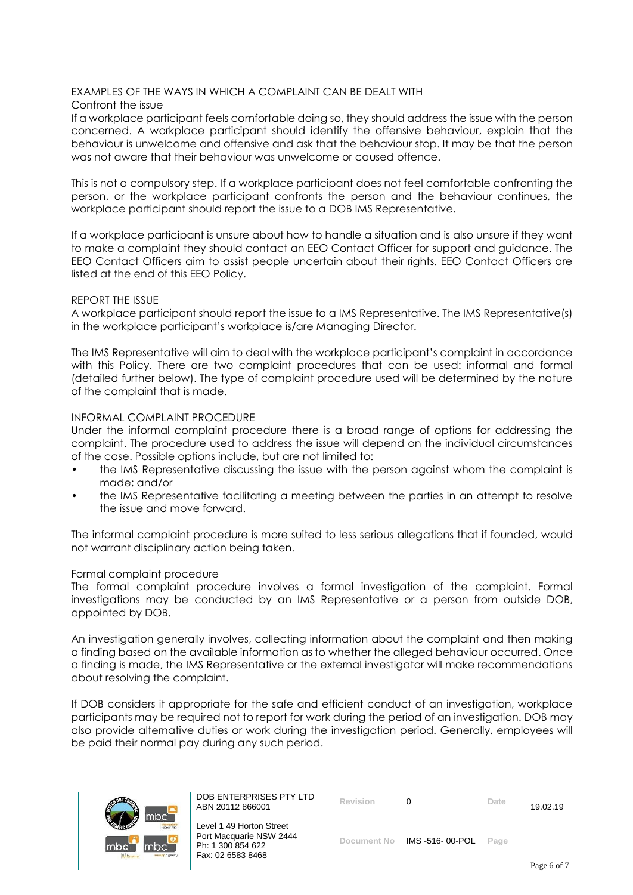## EXAMPLES OF THE WAYS IN WHICH A COMPLAINT CAN BE DEALT WITH

### Confront the issue

If a workplace participant feels comfortable doing so, they should address the issue with the person concerned. A workplace participant should identify the offensive behaviour, explain that the behaviour is unwelcome and offensive and ask that the behaviour stop. It may be that the person was not aware that their behaviour was unwelcome or caused offence.

This is not a compulsory step. If a workplace participant does not feel comfortable confronting the person, or the workplace participant confronts the person and the behaviour continues, the workplace participant should report the issue to a DOB IMS Representative.

If a workplace participant is unsure about how to handle a situation and is also unsure if they want to make a complaint they should contact an EEO Contact Officer for support and guidance. The EEO Contact Officers aim to assist people uncertain about their rights. EEO Contact Officers are listed at the end of this EEO Policy.

### REPORT THE ISSUE

A workplace participant should report the issue to a IMS Representative. The IMS Representative(s) in the workplace participant's workplace is/are Managing Director.

The IMS Representative will aim to deal with the workplace participant's complaint in accordance with this Policy. There are two complaint procedures that can be used: informal and formal (detailed further below). The type of complaint procedure used will be determined by the nature of the complaint that is made.

### INFORMAL COMPLAINT PROCEDURE

Under the informal complaint procedure there is a broad range of options for addressing the complaint. The procedure used to address the issue will depend on the individual circumstances of the case. Possible options include, but are not limited to:

- the IMS Representative discussing the issue with the person against whom the complaint is made; and/or
- the IMS Representative facilitating a meeting between the parties in an attempt to resolve the issue and move forward.

The informal complaint procedure is more suited to less serious allegations that if founded, would not warrant disciplinary action being taken.

### Formal complaint procedure

The formal complaint procedure involves a formal investigation of the complaint. Formal investigations may be conducted by an IMS Representative or a person from outside DOB, appointed by DOB.

An investigation generally involves, collecting information about the complaint and then making a finding based on the available information as to whether the alleged behaviour occurred. Once a finding is made, the IMS Representative or the external investigator will make recommendations about resolving the complaint.

If DOB considers it appropriate for the safe and efficient conduct of an investigation, workplace participants may be required not to report for work during the period of an investigation. DOB may also provide alternative duties or work during the investigation period. Generally, employees will be paid their normal pay during any such period.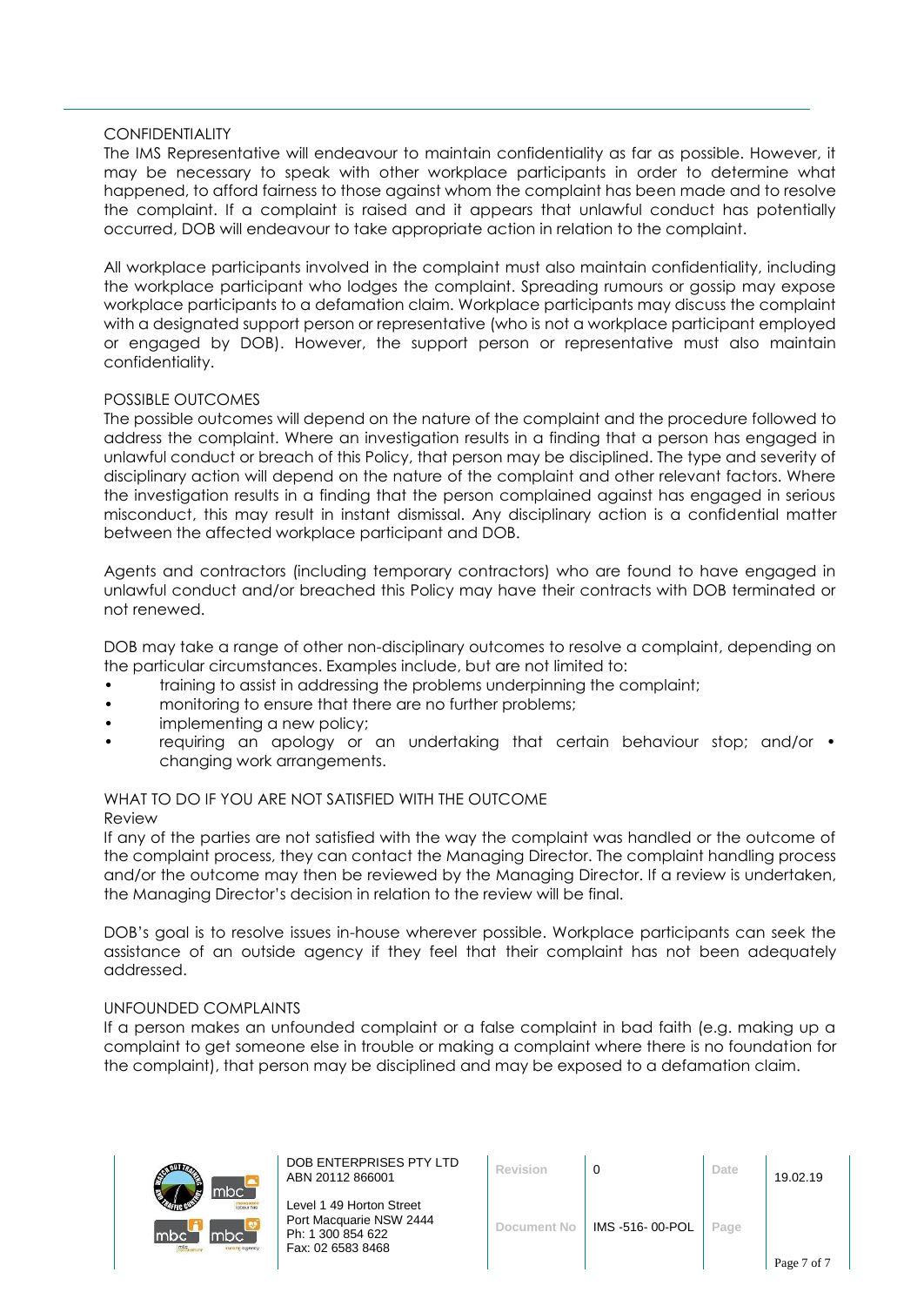## CONFIDENTIALITY

The IMS Representative will endeavour to maintain confidentiality as far as possible. However, it may be necessary to speak with other workplace participants in order to determine what happened, to afford fairness to those against whom the complaint has been made and to resolve the complaint. If a complaint is raised and it appears that unlawful conduct has potentially occurred, DOB will endeavour to take appropriate action in relation to the complaint.

All workplace participants involved in the complaint must also maintain confidentiality, including the workplace participant who lodges the complaint. Spreading rumours or gossip may expose workplace participants to a defamation claim. Workplace participants may discuss the complaint with a designated support person or representative (who is not a workplace participant employed or engaged by DOB). However, the support person or representative must also maintain confidentiality.

## POSSIBLE OUTCOMES

The possible outcomes will depend on the nature of the complaint and the procedure followed to address the complaint. Where an investigation results in a finding that a person has engaged in unlawful conduct or breach of this Policy, that person may be disciplined. The type and severity of disciplinary action will depend on the nature of the complaint and other relevant factors. Where the investigation results in a finding that the person complained against has engaged in serious misconduct, this may result in instant dismissal. Any disciplinary action is a confidential matter between the affected workplace participant and DOB.

Agents and contractors (including temporary contractors) who are found to have engaged in unlawful conduct and/or breached this Policy may have their contracts with DOB terminated or not renewed.

DOB may take a range of other non-disciplinary outcomes to resolve a complaint, depending on the particular circumstances. Examples include, but are not limited to:

- training to assist in addressing the problems underpinning the complaint;
- monitoring to ensure that there are no further problems;
- implementing a new policy;
- requiring an apology or an undertaking that certain behaviour stop; and/or
- changing work arrangements.

## WHAT TO DO IF YOU ARE NOT SATISFIED WITH THE OUTCOME

### Review

If any of the parties are not satisfied with the way the complaint was handled or the outcome of the complaint process, they can contact the Managing Director. The complaint handling process and/or the outcome may then be reviewed by the Managing Director. If a review is undertaken, the Managing Director's decision in relation to the review will be final.

DOB's goal is to resolve issues in-house wherever possible. Workplace participants can seek the assistance of an outside agency if they feel that their complaint has not been adequately addressed.

## UNFOUNDED COMPLAINTS

If a person makes an unfounded complaint or a false complaint in bad faith (e.g. making up a complaint to get someone else in trouble or making a complaint where there is no foundation for the complaint), that person may be disciplined and may be exposed to a defamation claim.